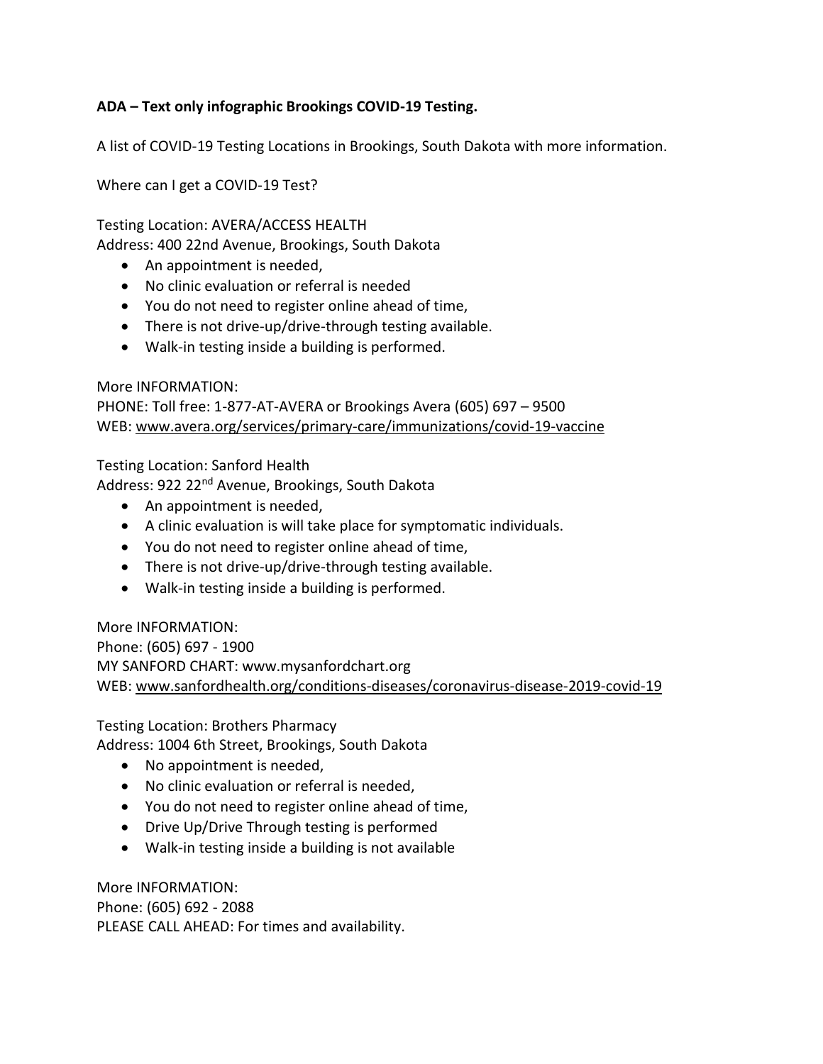**ADA – Text only infographic Brookings COVID-19 Testing.**

A list of COVID-19 Testing Locations in Brookings, South Dakota with more information.

Where can I get a COVID-19 Test?

Testing Location: AVERA/ACCESS HEALTH
Address: 400 22nd Avenue, Brookings, South Dakota

- An appointment is needed,
- No clinic evaluation or referral is needed
- You do not need to register online ahead of time,
- There is not drive-up/drive-through testing available.
- Walk-in testing inside a building is performed.

More INFORMATION:
PHONE: Toll free: 1-877-AT-AVERA or Brookings Avera (605) 697 – 9500
WEB: www.avera.org/services/primary-care/immunizations/covid-19-vaccine

Testing Location: Sanford Health
Address: 922 22nd Avenue, Brookings, South Dakota

- An appointment is needed,
- A clinic evaluation is will take place for symptomatic individuals.
- You do not need to register online ahead of time,
- There is not drive-up/drive-through testing available.
- Walk-in testing inside a building is performed.

More INFORMATION:
Phone: (605) 697 - 1900
MY SANFORD CHART: www.mysanfordchart.org
WEB: www.sanfordhealth.org/conditions-diseases/coronavirus-disease-2019-covid-19

Testing Location: Brothers Pharmacy
Address: 1004 6th Street, Brookings, South Dakota

- No appointment is needed,
- No clinic evaluation or referral is needed,
- You do not need to register online ahead of time,
- Drive Up/Drive Through testing is performed
- Walk-in testing inside a building is not available

More INFORMATION:
Phone: (605) 692 - 2088
PLEASE CALL AHEAD: For times and availability.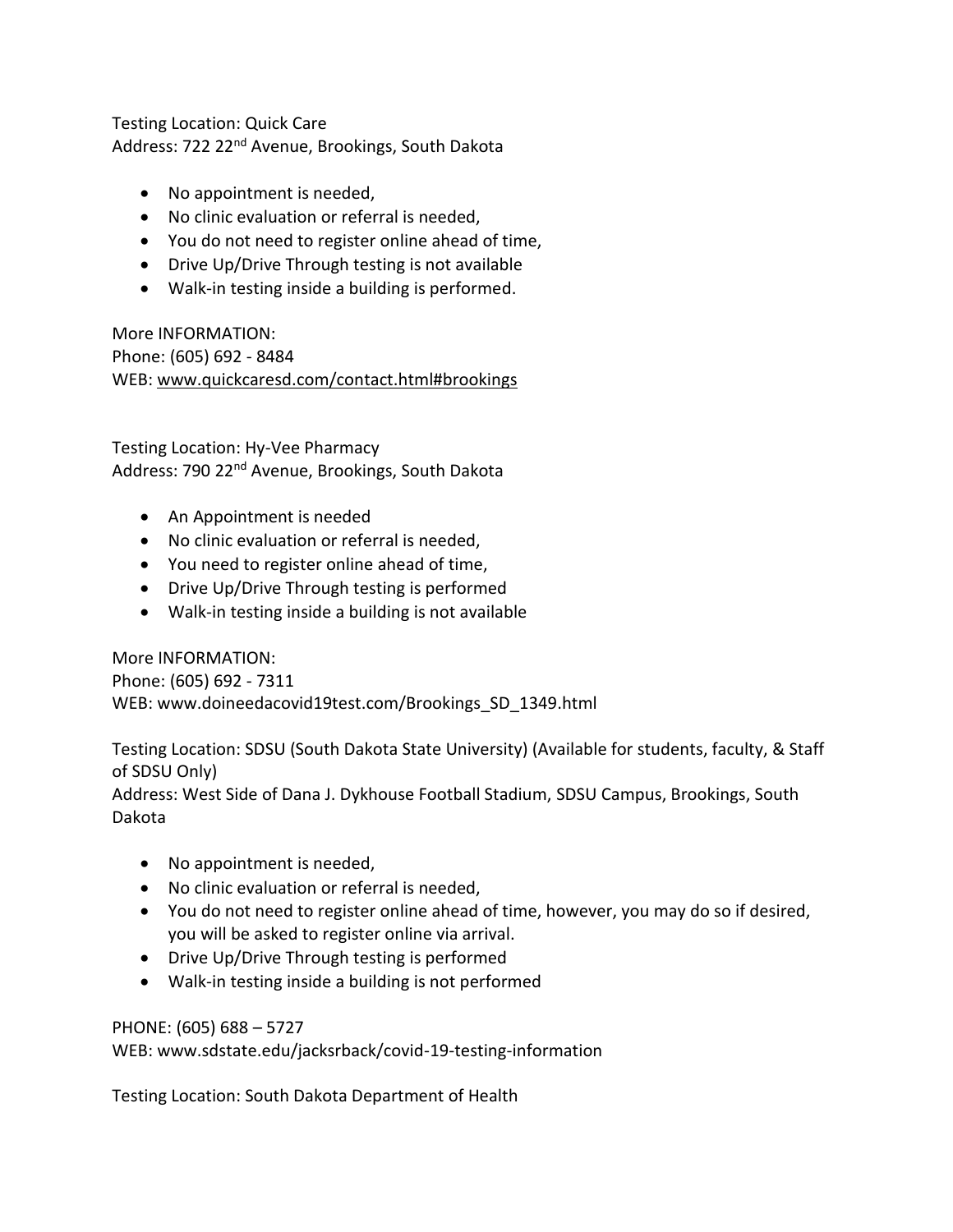Testing Location: Quick Care
Address: 722 22nd Avenue, Brookings, South Dakota

- No appointment is needed,
- No clinic evaluation or referral is needed,
- You do not need to register online ahead of time,
- Drive Up/Drive Through testing is not available
- Walk-in testing inside a building is performed.

More INFORMATION:
Phone: (605) 692 - 8484
WEB: www.quickcaresd.com/contact.html#brookings

Testing Location: Hy-Vee Pharmacy
Address: 790 22nd Avenue, Brookings, South Dakota

- An Appointment is needed
- No clinic evaluation or referral is needed,
- You need to register online ahead of time,
- Drive Up/Drive Through testing is performed
- Walk-in testing inside a building is not available

More INFORMATION:
Phone: (605) 692 - 7311
WEB: www.doineedacovid19test.com/Brookings_SD_1349.html

Testing Location: SDSU (South Dakota State University) (Available for students, faculty, & Staff of SDSU Only)
Address: West Side of Dana J. Dykhouse Football Stadium, SDSU Campus, Brookings, South Dakota

- No appointment is needed,
- No clinic evaluation or referral is needed,
- You do not need to register online ahead of time, however, you may do so if desired, you will be asked to register online via arrival.
- Drive Up/Drive Through testing is performed
- Walk-in testing inside a building is not performed

PHONE: (605) 688 – 5727
WEB: www.sdstate.edu/jacksrback/covid-19-testing-information

Testing Location: South Dakota Department of Health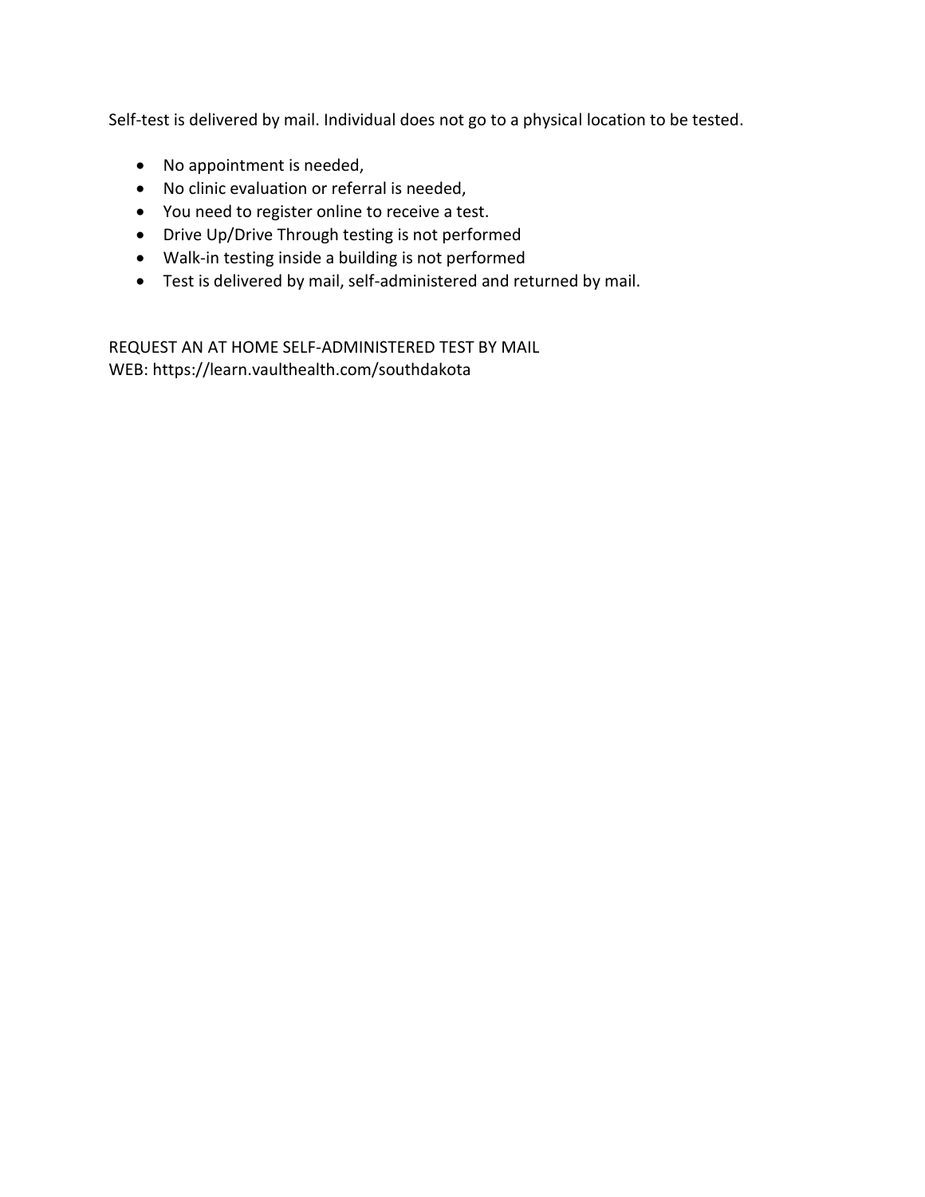Self-test is delivered by mail. Individual does not go to a physical location to be tested.

- No appointment is needed,
- No clinic evaluation or referral is needed,
- You need to register online to receive a test.
- Drive Up/Drive Through testing is not performed
- Walk-in testing inside a building is not performed
- Test is delivered by mail, self-administered and returned by mail.

REQUEST AN AT HOME SELF-ADMINISTERED TEST BY MAIL
WEB: https://learn.vaulthealth.com/southdakota